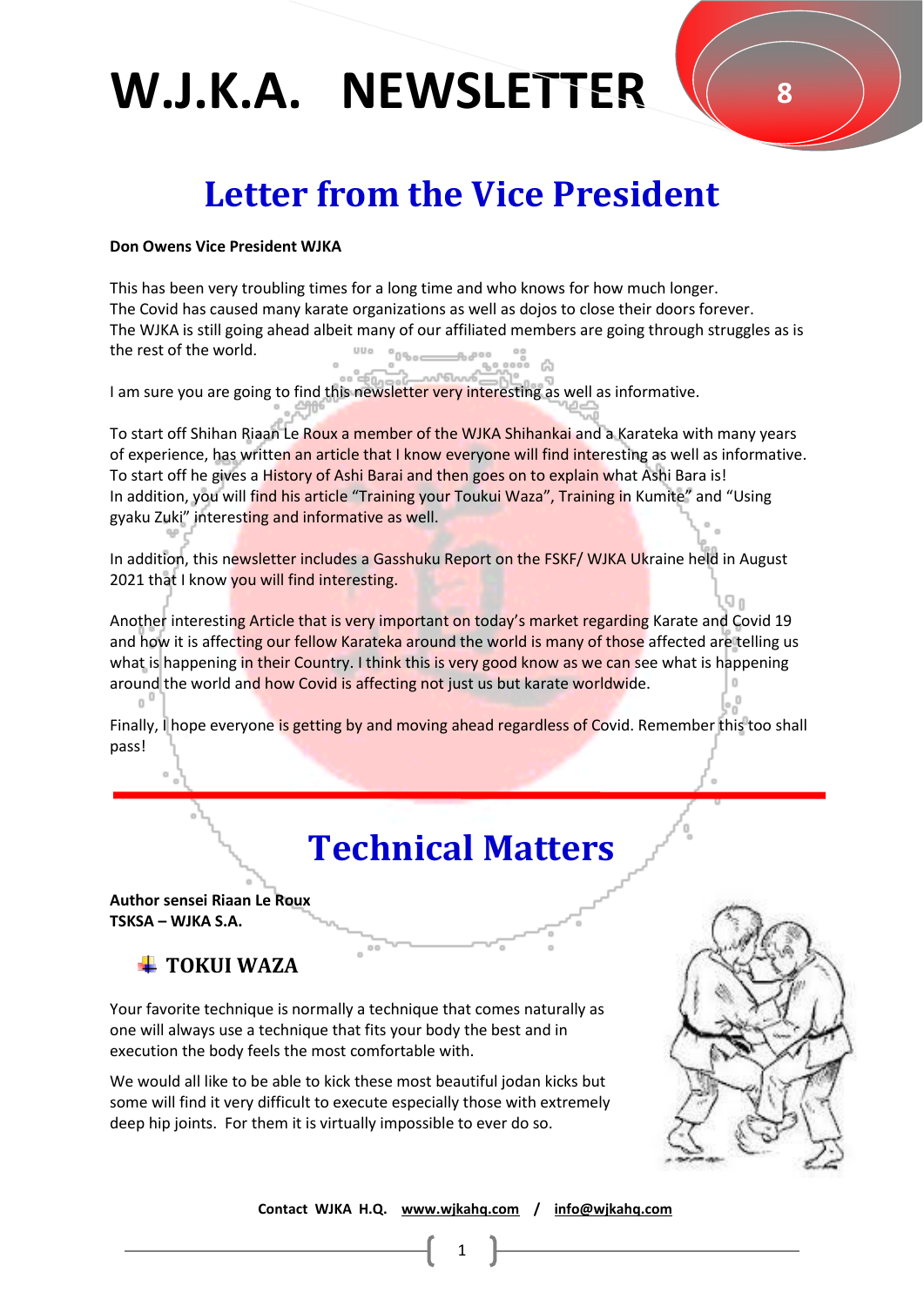# W.J.K.A. NEWSLETTER

8

## Letter from the Vice President

**Don Owens Vice President WJKA**

This has been very troubling times for a long time and who knows for how much longer.
The Covid has caused many karate organizations as well as dojos to close their doors forever.
The WJKA is still going ahead albeit many of our affiliated members are going through struggles as is the rest of the world.

I am sure you are going to find this newsletter very interesting as well as informative.

To start off Shihan Riaan Le Roux a member of the WJKA Shihankai and a Karateka with many years of experience, has written an article that I know everyone will find interesting as well as informative.
To start off he gives a History of Ashi Barai and then goes on to explain what Ashi Bara is!
In addition, you will find his article "Training your Toukui Waza", Training in Kumite" and "Using gyaku Zuki" interesting and informative as well.

In addition, this newsletter includes a Gasshuku Report on the FSKF/ WJKA Ukraine held in August 2021 that I know you will find interesting.

Another interesting Article that is very important on today's market regarding Karate and Covid 19 and how it is affecting our fellow Karateka around the world is many of those affected are telling us what is happening in their Country. I think this is very good know as we can see what is happening around the world and how Covid is affecting not just us but karate worldwide.

Finally, I hope everyone is getting by and moving ahead regardless of Covid. Remember this too shall pass!

## Technical Matters

**Author sensei Riaan Le Roux**
**TSKSA – WJKA S.A.**

### TOKUI WAZA

Your favorite technique is normally a technique that comes naturally as one will always use a technique that fits your body the best and in execution the body feels the most comfortable with.

We would all like to be able to kick these most beautiful jodan kicks but some will find it very difficult to execute especially those with extremely deep hip joints. For them it is virtually impossible to ever do so.

**Contact WJKA H.Q. www.wjkahq.com / info@wjkahq.com**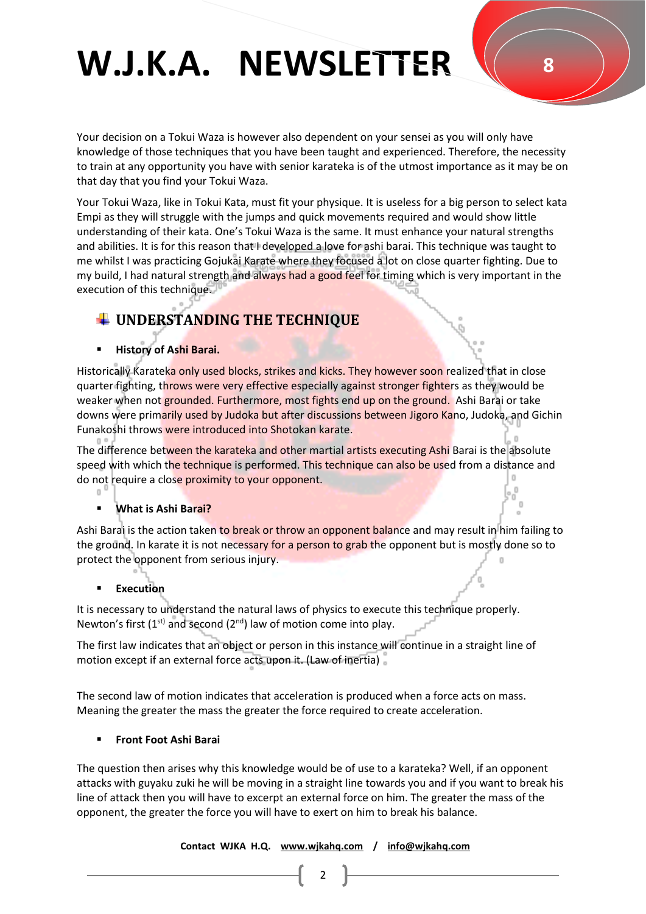Your decision on a Tokui Waza is however also dependent on your sensei as you will only have knowledge of those techniques that you have been taught and experienced. Therefore, the necessity to train at any opportunity you have with senior karateka is of the utmost importance as it may be on that day that you find your Tokui Waza.

Your Tokui Waza, like in Tokui Kata, must fit your physique. It is useless for a big person to select kata Empi as they will struggle with the jumps and quick movements required and would show little understanding of their kata. One's Tokui Waza is the same. It must enhance your natural strengths and abilities. It is for this reason that I developed a love for ashi barai. This technique was taught to me whilst I was practicing Gojukai Karate where they focused a lot on close quarter fighting. Due to my build, I had natural strength and always had a good feel for timing which is very important in the execution of this technique.

## UNDERSTANDING THE TECHNIQUE

- **History of Ashi Barai.**

Historically Karateka only used blocks, strikes and kicks. They however soon realized that in close quarter fighting, throws were very effective especially against stronger fighters as they would be weaker when not grounded. Furthermore, most fights end up on the ground. Ashi Barai or take downs were primarily used by Judoka but after discussions between Jigoro Kano, Judoka, and Gichin Funakoshi throws were introduced into Shotokan karate.

The difference between the karateka and other martial artists executing Ashi Barai is the absolute speed with which the technique is performed. This technique can also be used from a distance and do not require a close proximity to your opponent.

- **What is Ashi Barai?**

Ashi Barai is the action taken to break or throw an opponent balance and may result in him failing to the ground. In karate it is not necessary for a person to grab the opponent but is mostly done so to protect the opponent from serious injury.

- **Execution**

It is necessary to understand the natural laws of physics to execute this technique properly. Newton's first (1st) and second (2nd) law of motion come into play.

The first law indicates that an object or person in this instance will continue in a straight line of motion except if an external force acts upon it. (Law of inertia)

The second law of motion indicates that acceleration is produced when a force acts on mass. Meaning the greater the mass the greater the force required to create acceleration.

- **Front Foot Ashi Barai**

The question then arises why this knowledge would be of use to a karateka? Well, if an opponent attacks with guyaku zuki he will be moving in a straight line towards you and if you want to break his line of attack then you will have to excerpt an external force on him. The greater the mass of the opponent, the greater the force you will have to exert on him to break his balance.

**Contact WJKA H.Q. www.wjkahq.com / info@wjkahq.com**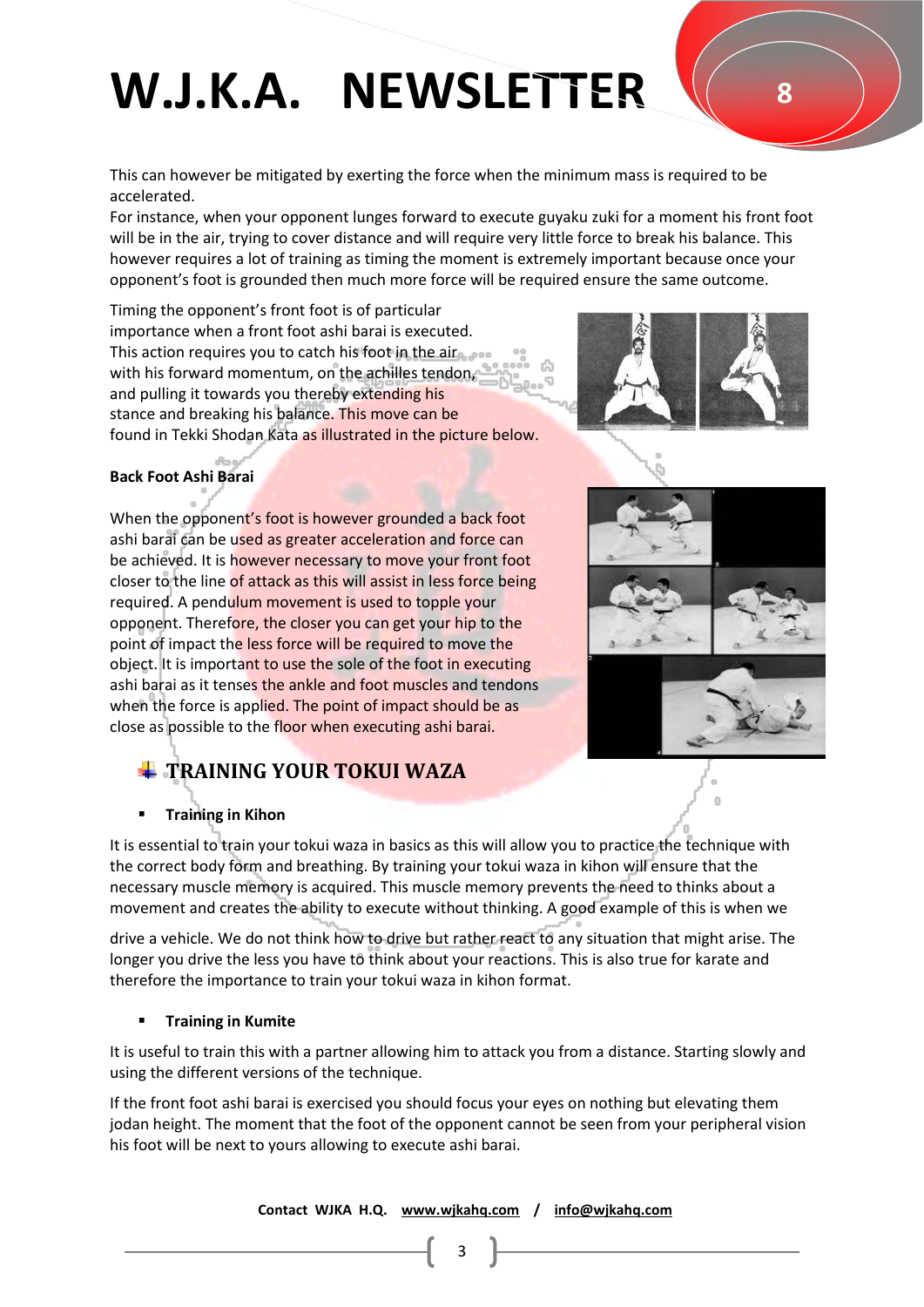This can however be mitigated by exerting the force when the minimum mass is required to be accelerated.

For instance, when your opponent lunges forward to execute guyaku zuki for a moment his front foot will be in the air, trying to cover distance and will require very little force to break his balance. This however requires a lot of training as timing the moment is extremely important because once your opponent's foot is grounded then much more force will be required ensure the same outcome.

Timing the opponent's front foot is of particular importance when a front foot ashi barai is executed. This action requires you to catch his foot in the air with his forward momentum, on the achilles tendon, and pulling it towards you thereby extending his stance and breaking his balance. This move can be found in Tekki Shodan Kata as illustrated in the picture below.

**Back Foot Ashi Barai**

When the opponent's foot is however grounded a back foot ashi barai can be used as greater acceleration and force can be achieved. It is however necessary to move your front foot closer to the line of attack as this will assist in less force being required. A pendulum movement is used to topple your opponent. Therefore, the closer you can get your hip to the point of impact the less force will be required to move the object. It is important to use the sole of the foot in executing ashi barai as it tenses the ankle and foot muscles and tendons when the force is applied. The point of impact should be as close as possible to the floor when executing ashi barai.

## TRAINING YOUR TOKUI WAZA

- **Training in Kihon**

It is essential to train your tokui waza in basics as this will allow you to practice the technique with the correct body form and breathing. By training your tokui waza in kihon will ensure that the necessary muscle memory is acquired. This muscle memory prevents the need to thinks about a movement and creates the ability to execute without thinking. A good example of this is when we drive a vehicle. We do not think how to drive but rather react to any situation that might arise. The longer you drive the less you have to think about your reactions. This is also true for karate and therefore the importance to train your tokui waza in kihon format.

- **Training in Kumite**

It is useful to train this with a partner allowing him to attack you from a distance. Starting slowly and using the different versions of the technique.

If the front foot ashi barai is exercised you should focus your eyes on nothing but elevating them jodan height. The moment that the foot of the opponent cannot be seen from your peripheral vision his foot will be next to yours allowing to execute ashi barai.

Contact WJKA H.Q. www.wjkahq.com / info@wjkahq.com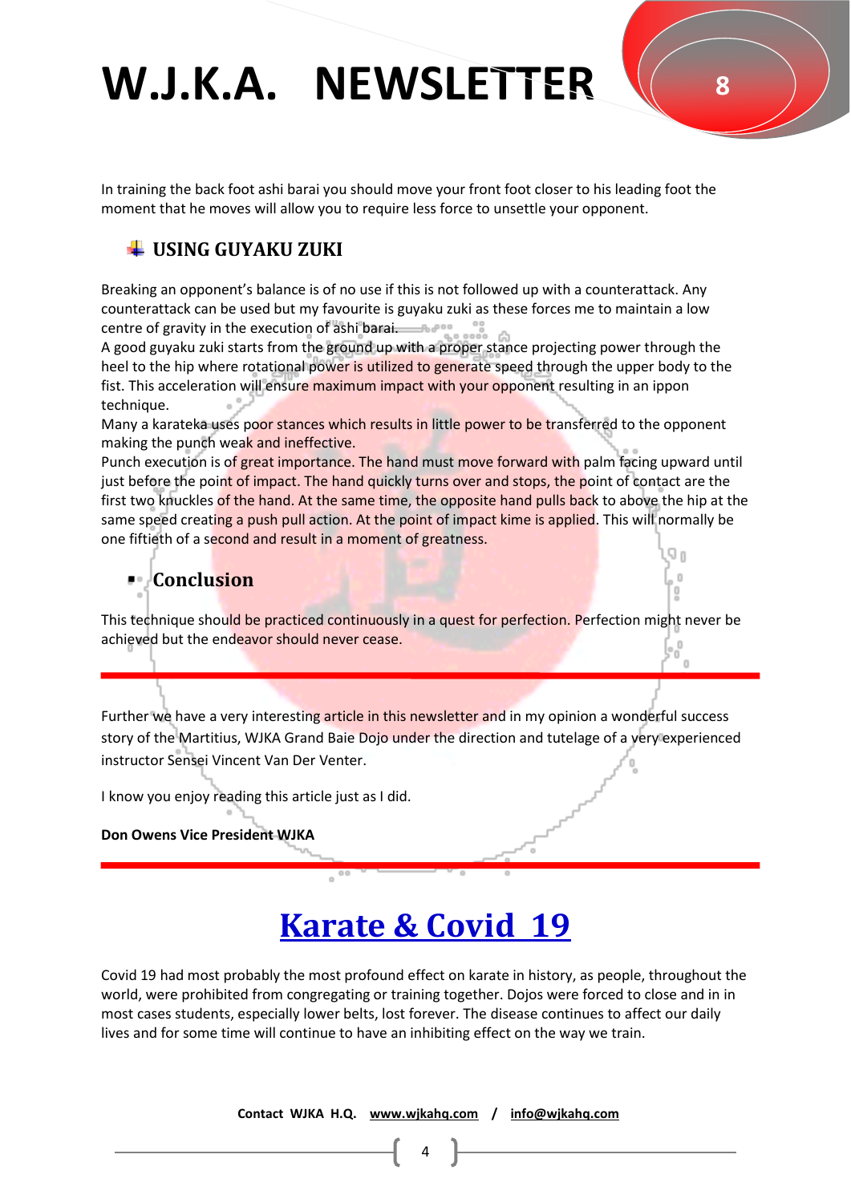In training the back foot ashi barai you should move your front foot closer to his leading foot the moment that he moves will allow you to require less force to unsettle your opponent.

## USING GUYAKU ZUKI

Breaking an opponent's balance is of no use if this is not followed up with a counterattack. Any counterattack can be used but my favourite is guyaku zuki as these forces me to maintain a low centre of gravity in the execution of ashi barai.
A good guyaku zuki starts from the ground up with a proper stance projecting power through the heel to the hip where rotational power is utilized to generate speed through the upper body to the fist. This acceleration will ensure maximum impact with your opponent resulting in an ippon technique.
Many a karateka uses poor stances which results in little power to be transferred to the opponent making the punch weak and ineffective.
Punch execution is of great importance. The hand must move forward with palm facing upward until just before the point of impact. The hand quickly turns over and stops, the point of contact are the first two knuckles of the hand. At the same time, the opposite hand pulls back to above the hip at the same speed creating a push pull action. At the point of impact kime is applied. This will normally be one fiftieth of a second and result in a moment of greatness.

## Conclusion

This technique should be practiced continuously in a quest for perfection. Perfection might never be achieved but the endeavor should never cease.

---

Further we have a very interesting article in this newsletter and in my opinion a wonderful success story of the Martitius, WJKA Grand Baie Dojo under the direction and tutelage of a very experienced instructor Sensei Vincent Van Der Venter.

I know you enjoy reading this article just as I did.

**Don Owens Vice President WJKA**

---

# Karate & Covid 19

Covid 19 had most probably the most profound effect on karate in history, as people, throughout the world, were prohibited from congregating or training together. Dojos were forced to close and in in most cases students, especially lower belts, lost forever. The disease continues to affect our daily lives and for some time will continue to have an inhibiting effect on the way we train.

**Contact WJKA H.Q. www.wjkahq.com / info@wjkahq.com**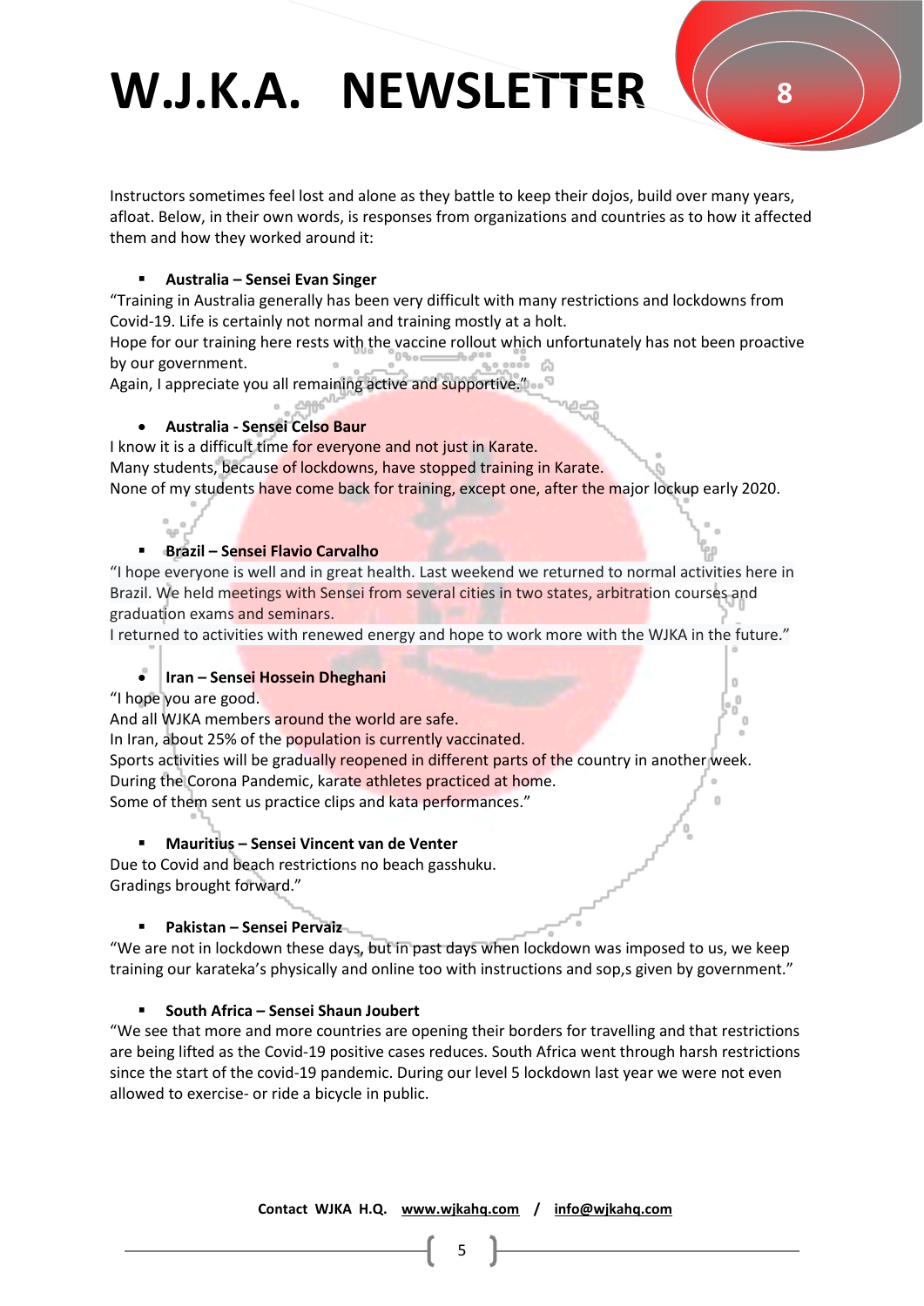Instructors sometimes feel lost and alone as they battle to keep their dojos, build over many years, afloat. Below, in their own words, is responses from organizations and countries as to how it affected them and how they worked around it:

- **Australia – Sensei Evan Singer**

"Training in Australia generally has been very difficult with many restrictions and lockdowns from Covid-19. Life is certainly not normal and training mostly at a holt.
Hope for our training here rests with the vaccine rollout which unfortunately has not been proactive by our government.
Again, I appreciate you all remaining active and supportive."

- **Australia - Sensei Celso Baur**

I know it is a difficult time for everyone and not just in Karate.
Many students, because of lockdowns, have stopped training in Karate.
None of my students have come back for training, except one, after the major lockup early 2020.

- **Brazil – Sensei Flavio Carvalho**

"I hope everyone is well and in great health. Last weekend we returned to normal activities here in Brazil. We held meetings with Sensei from several cities in two states, arbitration courses and graduation exams and seminars.
I returned to activities with renewed energy and hope to work more with the WJKA in the future."

- **Iran – Sensei Hossein Dheghani**

"I hope you are good.
And all WJKA members around the world are safe.
In Iran, about 25% of the population is currently vaccinated.
Sports activities will be gradually reopened in different parts of the country in another week.
During the Corona Pandemic, karate athletes practiced at home.
Some of them sent us practice clips and kata performances."

- **Mauritius – Sensei Vincent van de Venter**

Due to Covid and beach restrictions no beach gasshuku.
Gradings brought forward."

- **Pakistan – Sensei Pervaiz**

"We are not in lockdown these days, but in past days when lockdown was imposed to us, we keep training our karateka's physically and online too with instructions and sop,s given by government."

- **South Africa – Sensei Shaun Joubert**

"We see that more and more countries are opening their borders for travelling and that restrictions are being lifted as the Covid-19 positive cases reduces. South Africa went through harsh restrictions since the start of the covid-19 pandemic. During our level 5 lockdown last year we were not even allowed to exercise- or ride a bicycle in public.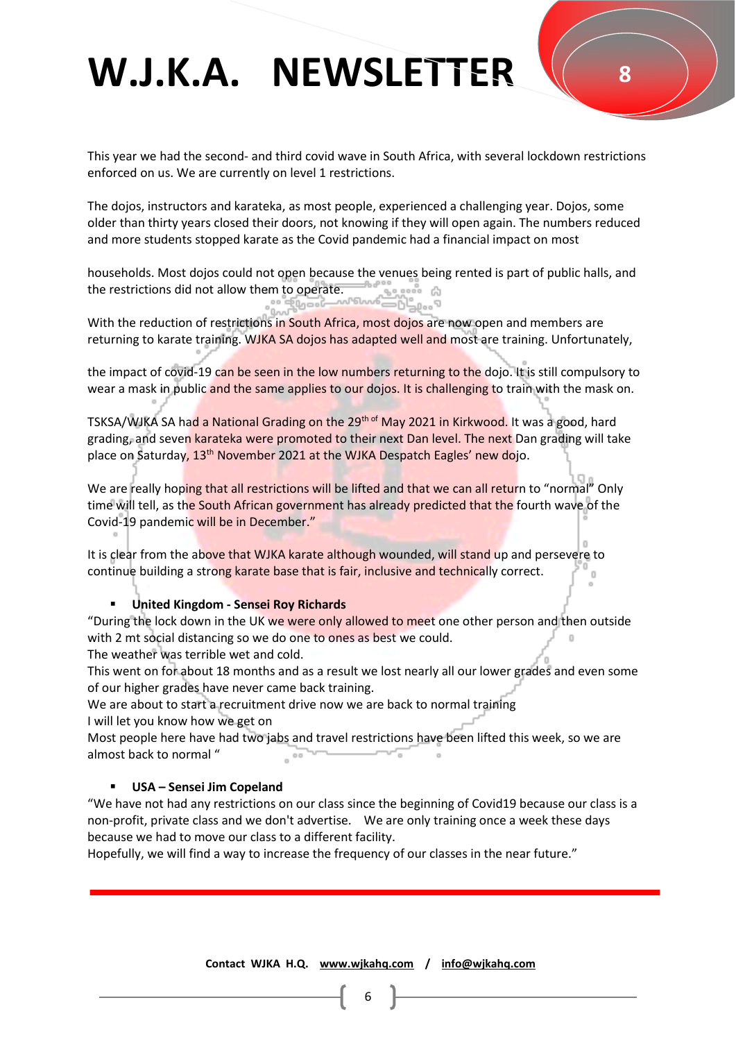This year we had the second- and third covid wave in South Africa, with several lockdown restrictions enforced on us. We are currently on level 1 restrictions.

The dojos, instructors and karateka, as most people, experienced a challenging year. Dojos, some older than thirty years closed their doors, not knowing if they will open again. The numbers reduced and more students stopped karate as the Covid pandemic had a financial impact on most households. Most dojos could not open because the venues being rented is part of public halls, and the restrictions did not allow them to operate.

With the reduction of restrictions in South Africa, most dojos are now open and members are returning to karate training. WJKA SA dojos has adapted well and most are training. Unfortunately, the impact of covid-19 can be seen in the low numbers returning to the dojo. It is still compulsory to wear a mask in public and the same applies to our dojos. It is challenging to train with the mask on.

TSKSA/WJKA SA had a National Grading on the 29th of May 2021 in Kirkwood. It was a good, hard grading, and seven karateka were promoted to their next Dan level. The next Dan grading will take place on Saturday, 13th November 2021 at the WJKA Despatch Eagles' new dojo.

We are really hoping that all restrictions will be lifted and that we can all return to "normal" Only time will tell, as the South African government has already predicted that the fourth wave of the Covid-19 pandemic will be in December."

It is clear from the above that WJKA karate although wounded, will stand up and persevere to continue building a strong karate base that is fair, inclusive and technically correct.

- **United Kingdom - Sensei Roy Richards**

"During the lock down in the UK we were only allowed to meet one other person and then outside with 2 mt social distancing so we do one to ones as best we could.
The weather was terrible wet and cold.
This went on for about 18 months and as a result we lost nearly all our lower grades and even some of our higher grades have never came back training.
We are about to start a recruitment drive now we are back to normal training
I will let you know how we get on
Most people here have had two jabs and travel restrictions have been lifted this week, so we are almost back to normal "

- **USA – Sensei Jim Copeland**

"We have not had any restrictions on our class since the beginning of Covid19 because our class is a non-profit, private class and we don't advertise. We are only training once a week these days because we had to move our class to a different facility.
Hopefully, we will find a way to increase the frequency of our classes in the near future."

---

**Contact WJKA H.Q. www.wjkahq.com / info@wjkahq.com**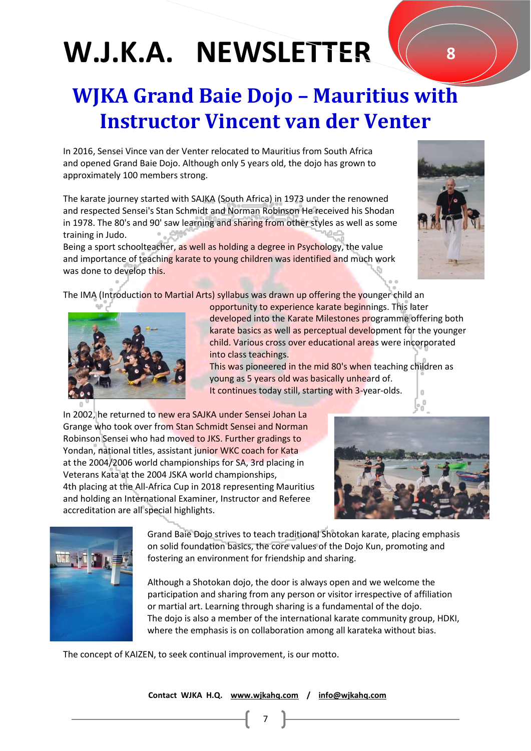# W.J.K.A. NEWSLETTER

## WJKA Grand Baie Dojo – Mauritius with Instructor Vincent van der Venter

In 2016, Sensei Vince van der Venter relocated to Mauritius from South Africa and opened Grand Baie Dojo. Although only 5 years old, the dojo has grown to approximately 100 members strong.

The karate journey started with SAJKA (South Africa) in 1973 under the renowned and respected Sensei's Stan Schmidt and Norman Robinson He received his Shodan in 1978. The 80's and 90' saw learning and sharing from other styles as well as some training in Judo.
Being a sport schoolteacher, as well as holding a degree in Psychology, the value and importance of teaching karate to young children was identified and much work was done to develop this.

The IMA (Introduction to Martial Arts) syllabus was drawn up offering the younger child an opportunity to experience karate beginnings. This later developed into the Karate Milestones programme offering both karate basics as well as perceptual development for the younger child. Various cross over educational areas were incorporated into class teachings.
This was pioneered in the mid 80's when teaching children as young as 5 years old was basically unheard of.
It continues today still, starting with 3-year-olds.

In 2002, he returned to new era SAJKA under Sensei Johan La Grange who took over from Stan Schmidt Sensei and Norman Robinson Sensei who had moved to JKS. Further gradings to Yondan, national titles, assistant junior WKC coach for Kata at the 2004/2006 world championships for SA, 3rd placing in Veterans Kata at the 2004 JSKA world championships, 4th placing at the All-Africa Cup in 2018 representing Mauritius and holding an International Examiner, Instructor and Referee accreditation are all special highlights.

Grand Baie Dojo strives to teach traditional Shotokan karate, placing emphasis on solid foundation basics, the core values of the Dojo Kun, promoting and fostering an environment for friendship and sharing.

Although a Shotokan dojo, the door is always open and we welcome the participation and sharing from any person or visitor irrespective of affiliation or martial art. Learning through sharing is a fundamental of the dojo.
The dojo is also a member of the international karate community group, HDKI, where the emphasis is on collaboration among all karateka without bias.

The concept of KAIZEN, to seek continual improvement, is our motto.

**Contact WJKA H.Q. www.wjkahq.com / info@wjkahq.com**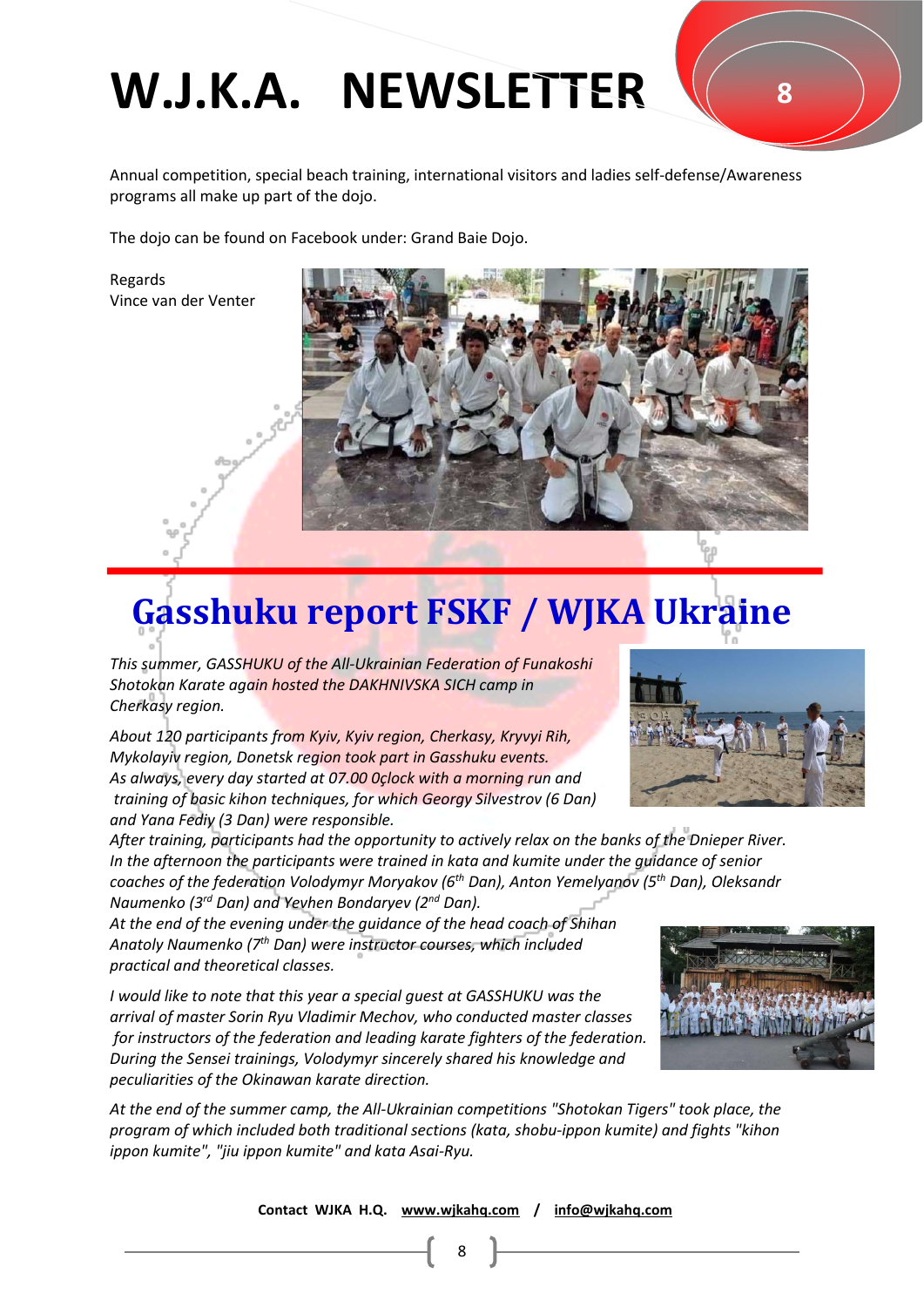Annual competition, special beach training, international visitors and ladies self-defense/Awareness programs all make up part of the dojo.

The dojo can be found on Facebook under: Grand Baie Dojo.

Regards
Vince van der Venter

# Gasshuku report FSKF / WJKA Ukraine

*This summer, GASSHUKU of the All-Ukrainian Federation of Funakoshi Shotokan Karate again hosted the DAKHNIVSKA SICH camp in Cherkasy region.*

*About 120 participants from Kyiv, Kyiv region, Cherkasy, Kryvyi Rih, Mykolayiv region, Donetsk region took part in Gasshuku events.*
*As always, every day started at 07.00 0çlock with a morning run and training of basic kihon techniques, for which Georgy Silvestrov (6 Dan) and Yana Fediy (3 Dan) were responsible.*
*After training, participants had the opportunity to actively relax on the banks of the Dnieper River.*
*In the afternoon the participants were trained in kata and kumite under the guidance of senior coaches of the federation Volodymyr Moryakov (6th Dan), Anton Yemelyanov (5th Dan), Oleksandr Naumenko (3rd Dan) and Yevhen Bondaryev (2nd Dan).*
*At the end of the evening under the guidance of the head coach of Shihan Anatoly Naumenko (7th Dan) were instructor courses, which included practical and theoretical classes.*

*I would like to note that this year a special guest at GASSHUKU was the arrival of master Sorin Ryu Vladimir Mechov, who conducted master classes for instructors of the federation and leading karate fighters of the federation. During the Sensei trainings, Volodymyr sincerely shared his knowledge and peculiarities of the Okinawan karate direction.*

*At the end of the summer camp, the All-Ukrainian competitions "Shotokan Tigers" took place, the program of which included both traditional sections (kata, shobu-ippon kumite) and fights "kihon ippon kumite", "jiu ippon kumite" and kata Asai-Ryu.*

**Contact WJKA H.Q. www.wjkahq.com / info@wjkahq.com**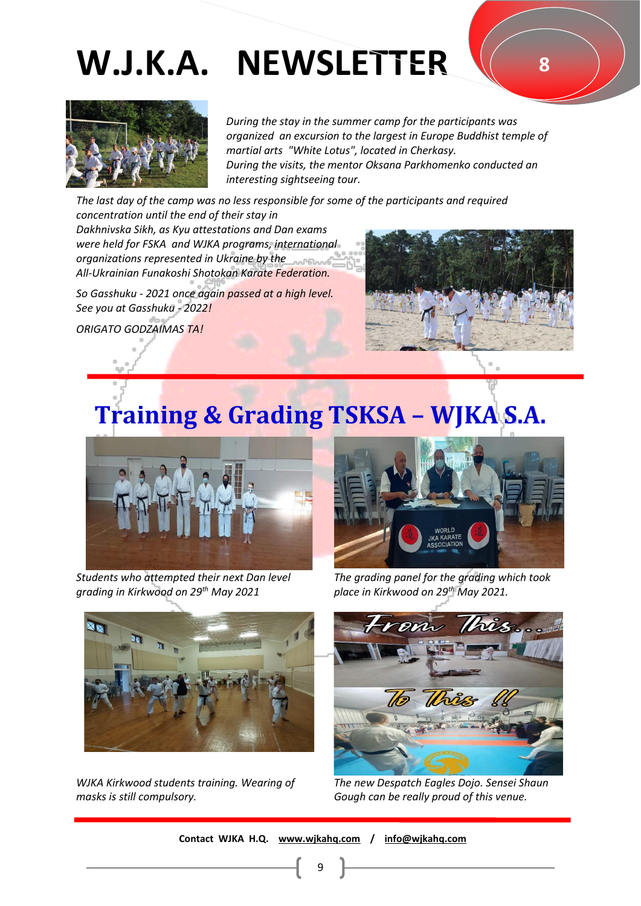*During the stay in the summer camp for the participants was organized an excursion to the largest in Europe Buddhist temple of martial arts "White Lotus", located in Cherkasy. During the visits, the mentor Oksana Parkhomenko conducted an interesting sightseeing tour.*

*The last day of the camp was no less responsible for some of the participants and required concentration until the end of their stay in Dakhnivska Sikh, as Kyu attestations and Dan exams were held for FSKA and WJKA programs, international organizations represented in Ukraine by the All-Ukrainian Funakoshi Shotokan Karate Federation.*

*So Gasshuku - 2021 once again passed at a high level. See you at Gasshuku - 2022!*

*ORIGATO GODZAIMAS TA!*

## Training & Grading TSKSA – WJKA S.A.

*Students who attempted their next Dan level grading in Kirkwood on 29th May 2021*

*The grading panel for the grading which took place in Kirkwood on 29th May 2021.*

*WJKA Kirkwood students training. Wearing of masks is still compulsory.*

*The new Despatch Eagles Dojo. Sensei Shaun Gough can be really proud of this venue.*

**Contact WJKA H.Q. www.wjkahq.com / info@wjkahq.com**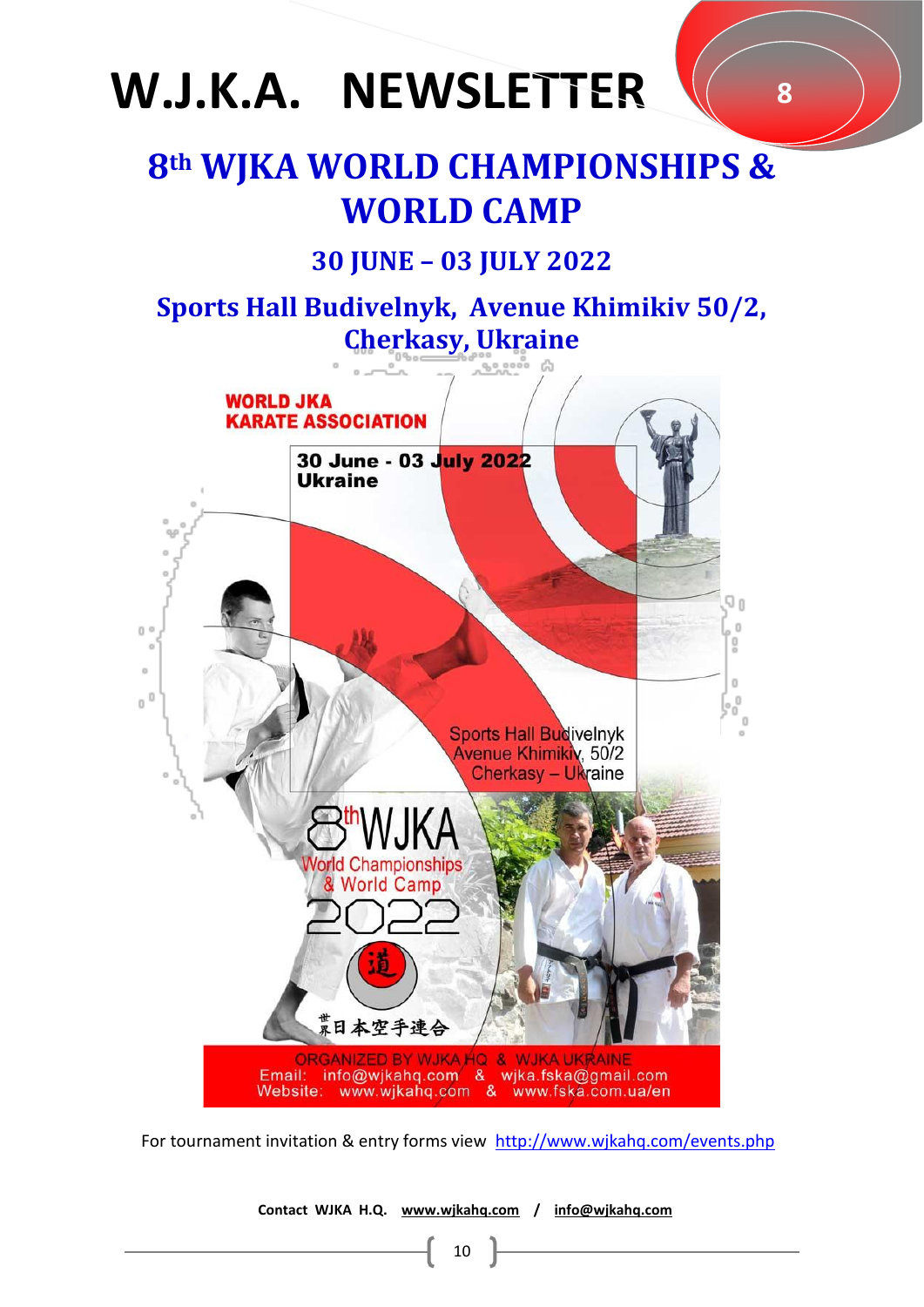# W.J.K.A. NEWSLETTER

## 8th WJKA WORLD CHAMPIONSHIPS & WORLD CAMP

### 30 JUNE – 03 JULY 2022

### Sports Hall Budivelnyk, Avenue Khimikiv 50/2, Cherkasy, Ukraine

WORLD JKA KARATE ASSOCIATION

30 June - 03 July 2022
Ukraine

Sports Hall Budivelnyk
Avenue Khimikiv, 50/2
Cherkasy – Ukraine

8th WJKA
World Championships
& World Camp
2022

道

世界日本空手連合

ORGANIZED BY WJKA HQ & WJKA UKRAINE
Email: info@wjkahq.com & wjka.fska@gmail.com
Website: www.wjkahq.com & www.fska.com.ua/en

For tournament invitation & entry forms view http://www.wjkahq.com/events.php

**Contact WJKA H.Q. www.wjkahq.com / info@wjkahq.com**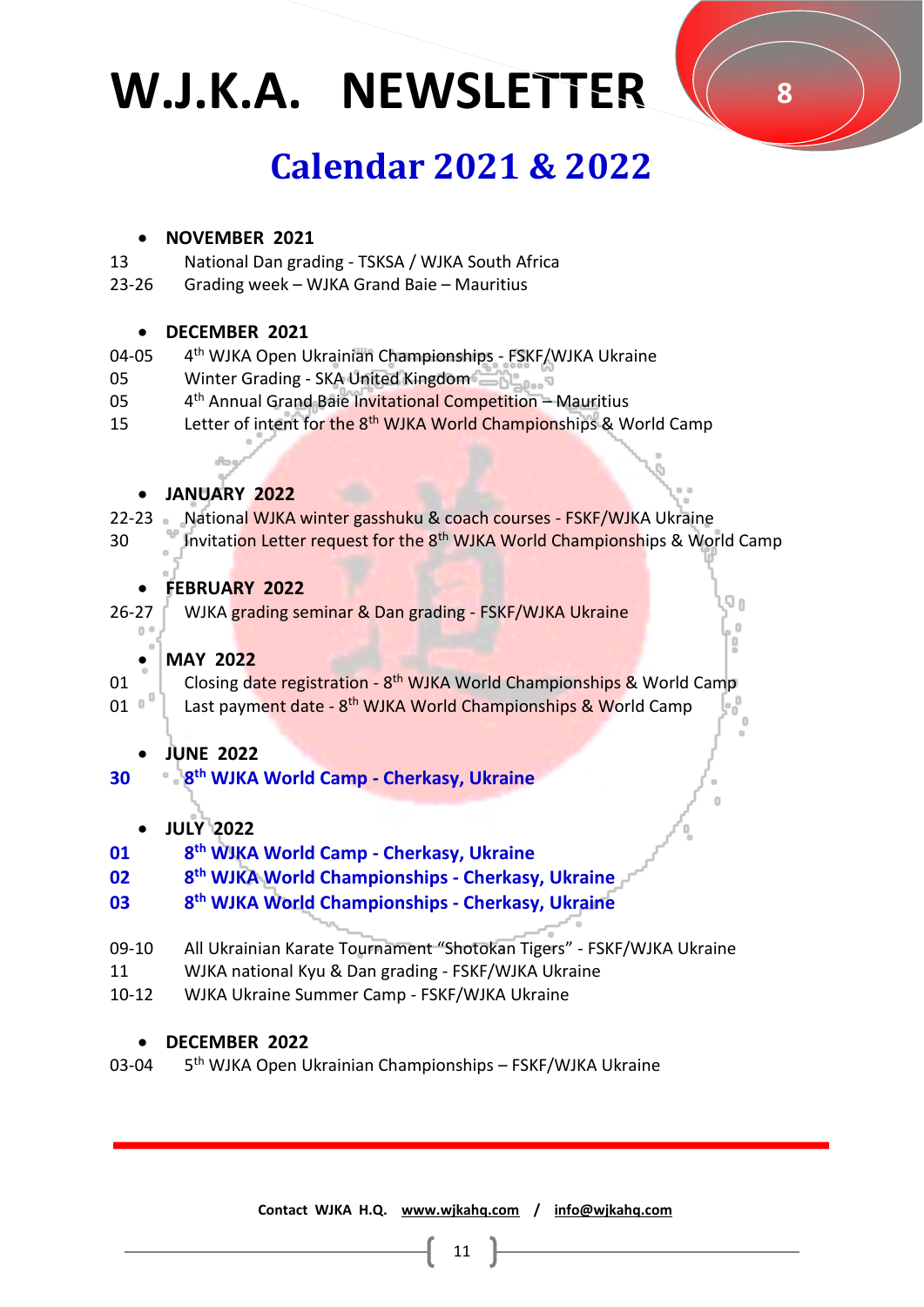# W.J.K.A. NEWSLETTER

## Calendar 2021 & 2022

- **NOVEMBER 2021**

13 National Dan grading - TSKSA / WJKA South Africa
23-26 Grading week – WJKA Grand Baie – Mauritius

- **DECEMBER 2021**

04-05 4th WJKA Open Ukrainian Championships - FSKF/WJKA Ukraine
05 Winter Grading - SKA United Kingdom
05 4th Annual Grand Baie Invitational Competition – Mauritius
15 Letter of intent for the 8th WJKA World Championships & World Camp

- **JANUARY 2022**

22-23 National WJKA winter gasshuku & coach courses - FSKF/WJKA Ukraine
30 Invitation Letter request for the 8th WJKA World Championships & World Camp

- **FEBRUARY 2022**

26-27 WJKA grading seminar & Dan grading - FSKF/WJKA Ukraine

- **MAY 2022**

01 Closing date registration - 8th WJKA World Championships & World Camp
01 Last payment date - 8th WJKA World Championships & World Camp

- **JUNE 2022**

**30 8th WJKA World Camp - Cherkasy, Ukraine**

- **JULY 2022**

**01 8th WJKA World Camp - Cherkasy, Ukraine**
**02 8th WJKA World Championships - Cherkasy, Ukraine**
**03 8th WJKA World Championships - Cherkasy, Ukraine**

09-10 All Ukrainian Karate Tournament "Shotokan Tigers" - FSKF/WJKA Ukraine
11 WJKA national Kyu & Dan grading - FSKF/WJKA Ukraine
10-12 WJKA Ukraine Summer Camp - FSKF/WJKA Ukraine

- **DECEMBER 2022**

03-04 5th WJKA Open Ukrainian Championships – FSKF/WJKA Ukraine

**Contact WJKA H.Q. www.wjkahq.com / info@wjkahq.com**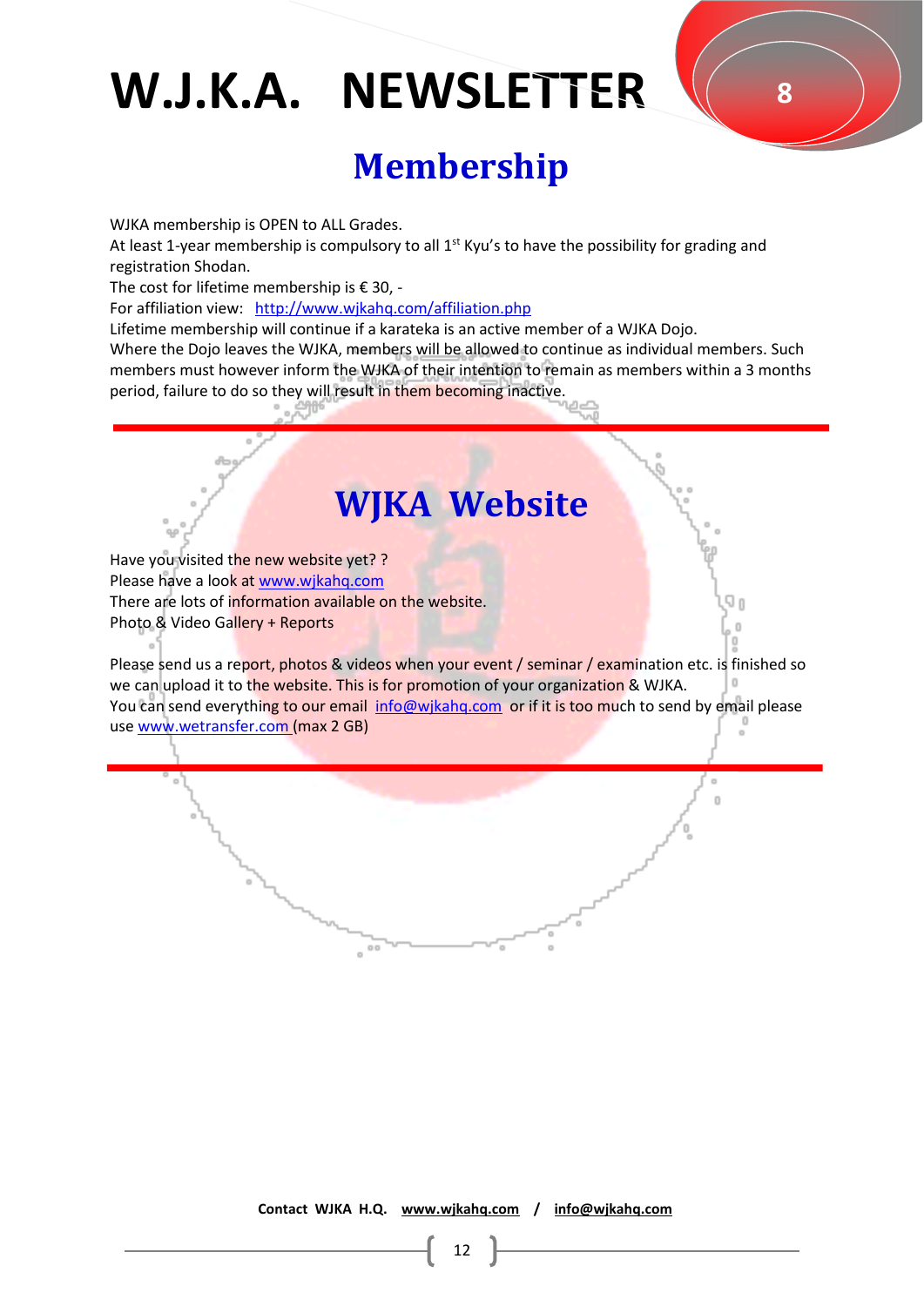# W.J.K.A. NEWSLETTER

## Membership

WJKA membership is OPEN to ALL Grades.
At least 1-year membership is compulsory to all 1st Kyu's to have the possibility for grading and registration Shodan.
The cost for lifetime membership is € 30, -
For affiliation view: http://www.wjkahq.com/affiliation.php
Lifetime membership will continue if a karateka is an active member of a WJKA Dojo.
Where the Dojo leaves the WJKA, members will be allowed to continue as individual members. Such members must however inform the WJKA of their intention to remain as members within a 3 months period, failure to do so they will result in them becoming inactive.

## WJKA Website

Have you visited the new website yet? ?
Please have a look at www.wjkahq.com
There are lots of information available on the website.
Photo & Video Gallery + Reports

Please send us a report, photos & videos when your event / seminar / examination etc. is finished so we can upload it to the website. This is for promotion of your organization & WJKA.
You can send everything to our email info@wjkahq.com or if it is too much to send by email please use www.wetransfer.com (max 2 GB)

**Contact WJKA H.Q. www.wjkahq.com / info@wjkahq.com**